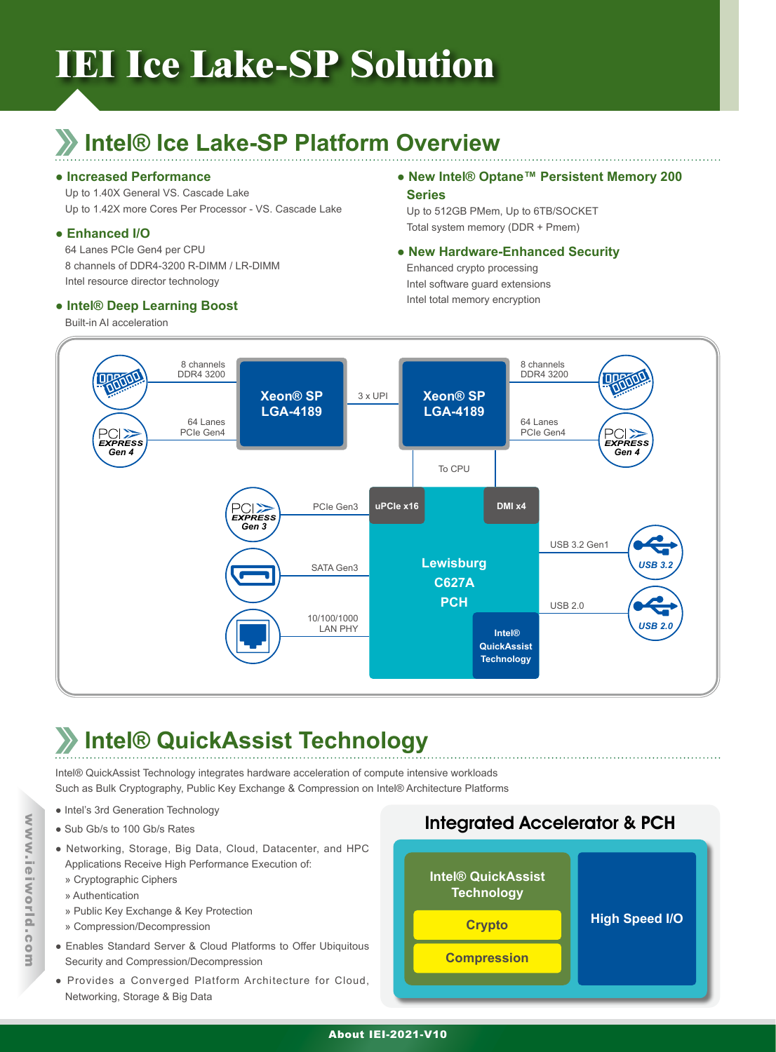# IEI Ice Lake-SP Solution

## Intel® Ice Lake-SP Platform Overview

- **Increased Performance**
  Up to 1.40X General VS. Cascade Lake
  Up to 1.42X more Cores Per Processor - VS. Cascade Lake

- **Enhanced I/O**
  64 Lanes PCIe Gen4 per CPU
  8 channels of DDR4-3200 R-DIMM / LR-DIMM
  Intel resource director technology

- **Intel® Deep Learning Boost**
  Built-in AI acceleration

- **New Intel® Optane™ Persistent Memory 200 Series**
  Up to 512GB PMem, Up to 6TB/SOCKET
  Total system memory (DDR + Pmem)

- **New Hardware-Enhanced Security**
  Enhanced crypto processing
  Intel software guard extensions
  Intel total memory encryption

8 channels DDR4 3200 | Xeon® SP LGA-4189 | 3 x UPI | Xeon® SP LGA-4189 | 8 channels DDR4 3200

64 Lanes PCIe Gen4 | 64 Lanes PCIe Gen4

To CPU

uPCIe x16 | DMI x4

Lewisburg C627A PCH

PCIe Gen3 — PCI EXPRESS Gen 3
SATA Gen3
10/100/1000 LAN PHY
USB 3.2 Gen1 — USB 3.2
USB 2.0 — USB 2.0
Intel® QuickAssist Technology

## Intel® QuickAssist Technology

Intel® QuickAssist Technology integrates hardware acceleration of compute intensive workloads
Such as Bulk Cryptography, Public Key Exchange & Compression on Intel® Architecture Platforms

- Intel's 3rd Generation Technology
- Sub Gb/s to 100 Gb/s Rates
- Networking, Storage, Big Data, Cloud, Datacenter, and HPC Applications Receive High Performance Execution of:
  - » Cryptographic Ciphers
  - » Authentication
  - » Public Key Exchange & Key Protection
  - » Compression/Decompression
- Enables Standard Server & Cloud Platforms to Offer Ubiquitous Security and Compression/Decompression
- Provides a Converged Platform Architecture for Cloud, Networking, Storage & Big Data

### Integrated Accelerator & PCH

Intel® QuickAssist Technology
- Crypto
- Compression

High Speed I/O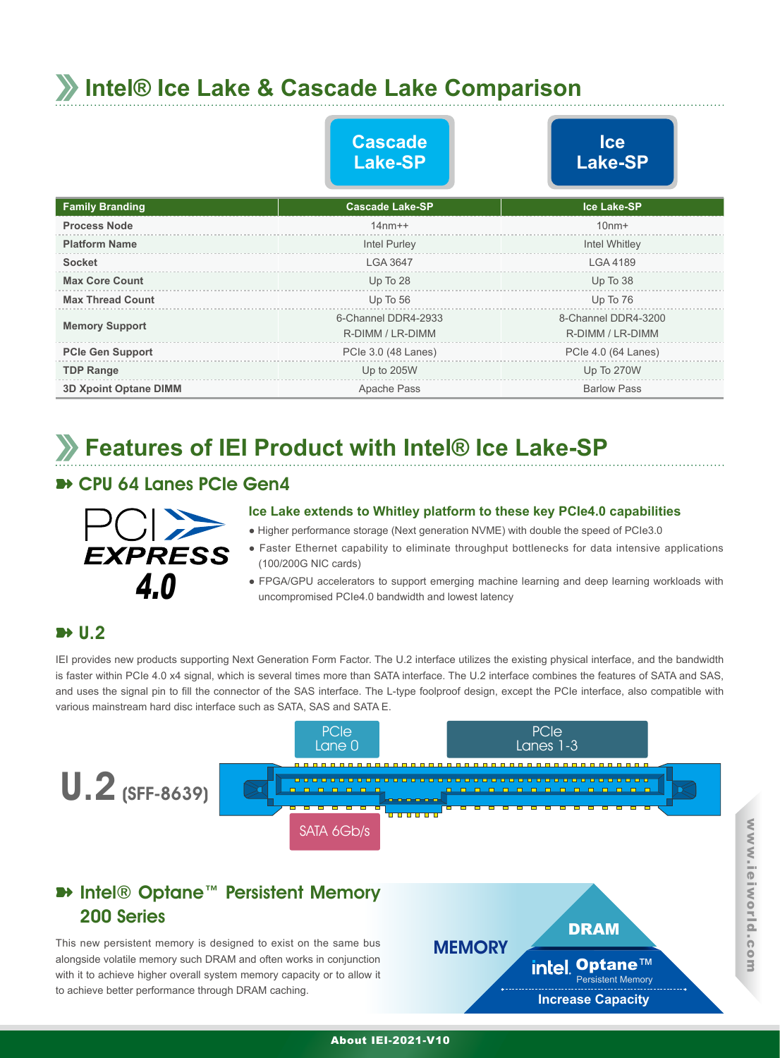# Intel® Ice Lake & Cascade Lake Comparison

| Family Branding | Cascade Lake-SP | Ice Lake-SP |
|---|---|---|
| Process Node | 14nm++ | 10nm+ |
| Platform Name | Intel Purley | Intel Whitley |
| Socket | LGA 3647 | LGA 4189 |
| Max Core Count | Up To 28 | Up To 38 |
| Max Thread Count | Up To 56 | Up To 76 |
| Memory Support | 6-Channel DDR4-2933 R-DIMM / LR-DIMM | 8-Channel DDR4-3200 R-DIMM / LR-DIMM |
| PCIe Gen Support | PCIe 3.0 (48 Lanes) | PCIe 4.0 (64 Lanes) |
| TDP Range | Up to 205W | Up To 270W |
| 3D Xpoint Optane DIMM | Apache Pass | Barlow Pass |

# Features of IEI Product with Intel® Ice Lake-SP

## CPU 64 Lanes PCIe Gen4

PCI EXPRESS 4.0

**Ice Lake extends to Whitley platform to these key PCIe4.0 capabilities**

- Higher performance storage (Next generation NVME) with double the speed of PCIe3.0
- Faster Ethernet capability to eliminate throughput bottlenecks for data intensive applications (100/200G NIC cards)
- FPGA/GPU accelerators to support emerging machine learning and deep learning workloads with uncompromised PCIe4.0 bandwidth and lowest latency

## U.2

IEI provides new products supporting Next Generation Form Factor. The U.2 interface utilizes the existing physical interface, and the bandwidth is faster within PCIe 4.0 x4 signal, which is several times more than SATA interface. The U.2 interface combines the features of SATA and SAS, and uses the signal pin to fill the connector of the SAS interface. The L-type foolproof design, except the PCIe interface, also compatible with various mainstream hard disc interface such as SATA, SAS and SATA E.

U.2 (SFF-8639)

PCIe Lane 0

PCIe Lanes 1-3

SATA 6Gb/s

## Intel® Optane™ Persistent Memory 200 Series

This new persistent memory is designed to exist on the same bus alongside volatile memory such DRAM and often works in conjunction with it to achieve higher overall system memory capacity or to allow it to achieve better performance through DRAM caching.

MEMORY

DRAM

intel. Optane™ Persistent Memory

Increase Capacity